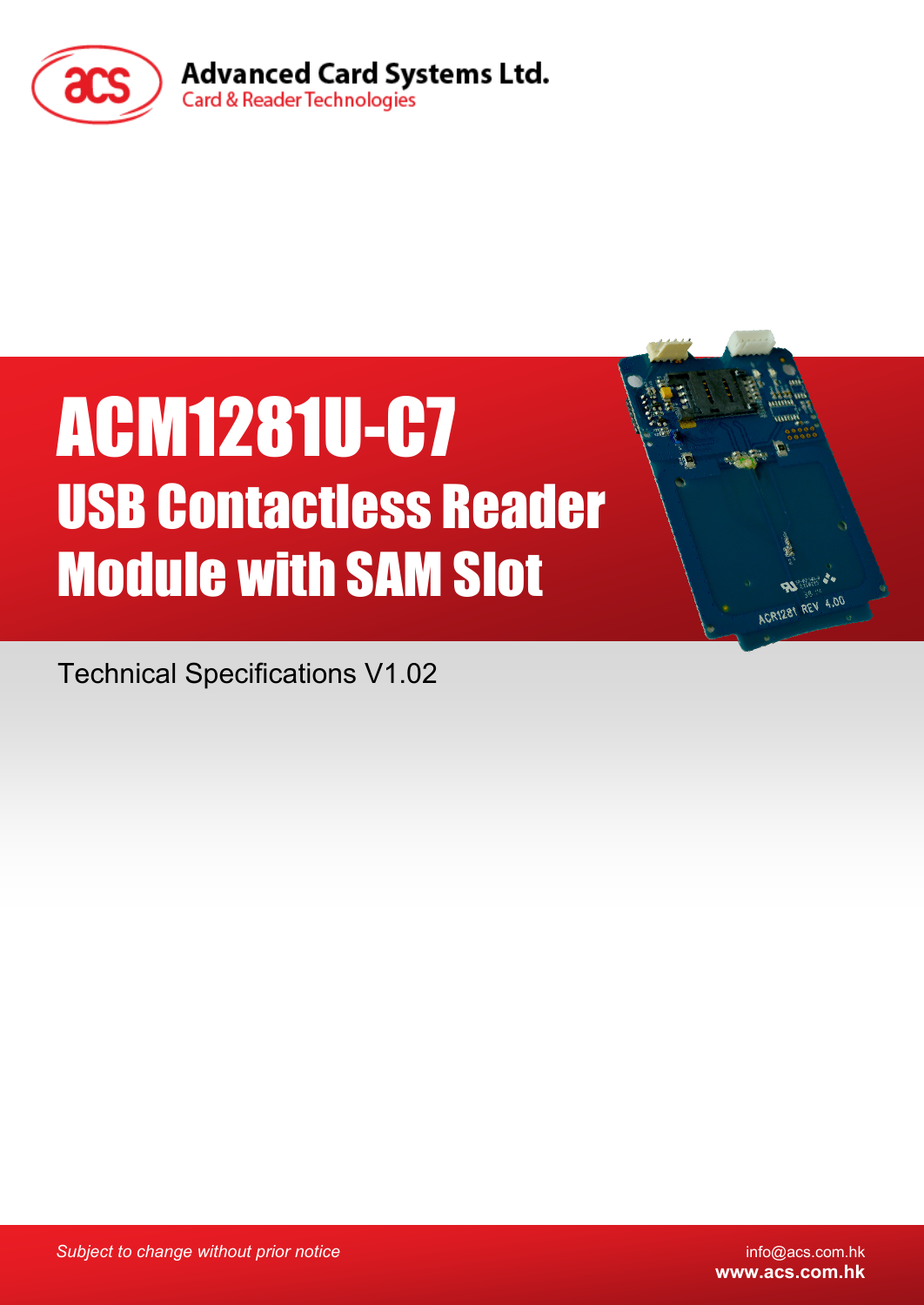Advanced Card Systems Ltd.
Card & Reader Technologies

# ACM1281U-C7

## USB Contactless Reader Module with SAM Slot

Technical Specifications V1.02

*Subject to change without prior notice*

info@acs.com.hk
**www.acs.com.hk**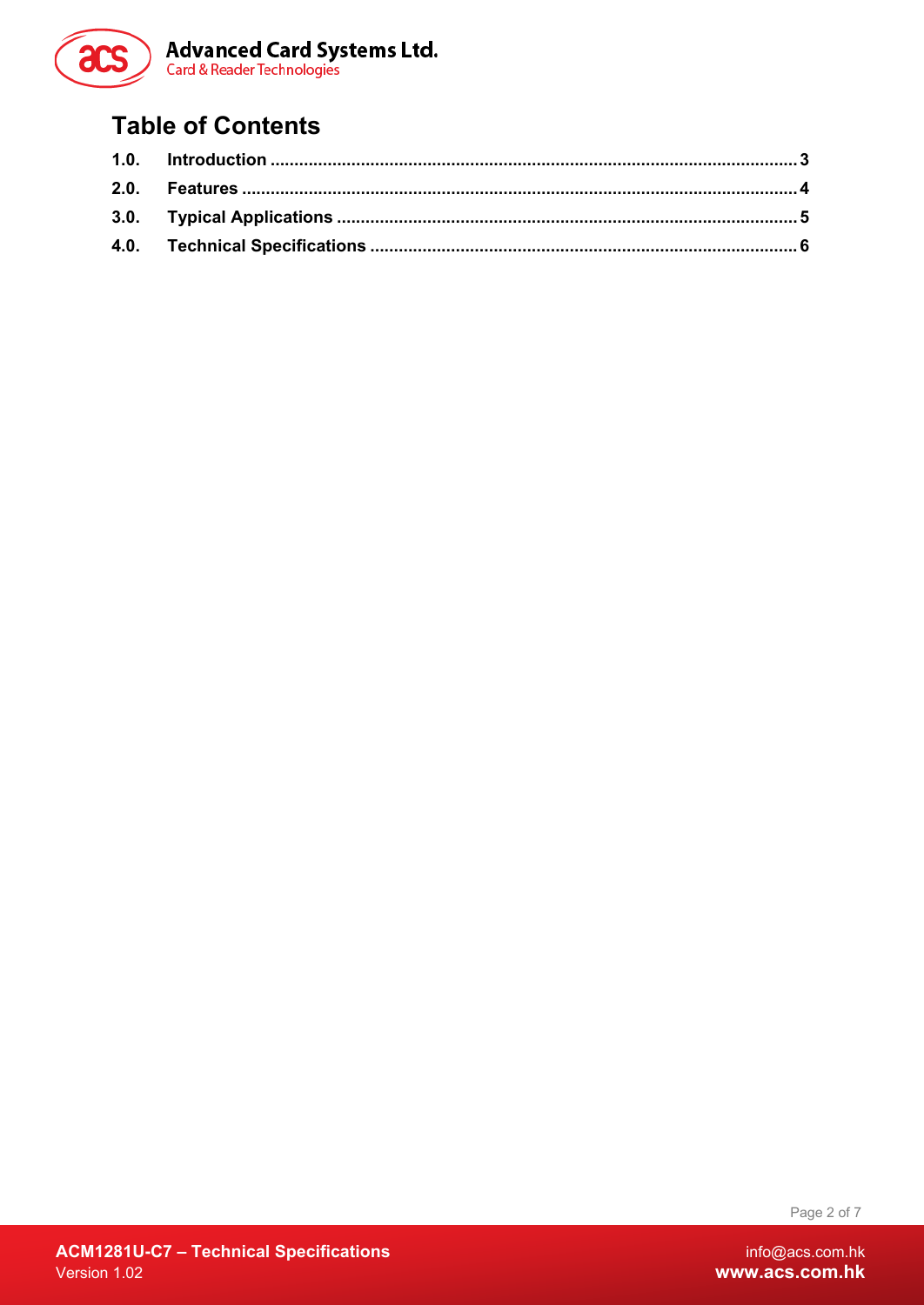# Table of Contents

| | | |
|---|---|---|
| **1.0.** | **Introduction** | **3** |
| **2.0.** | **Features** | **4** |
| **3.0.** | **Typical Applications** | **5** |
| **4.0.** | **Technical Specifications** | **6** |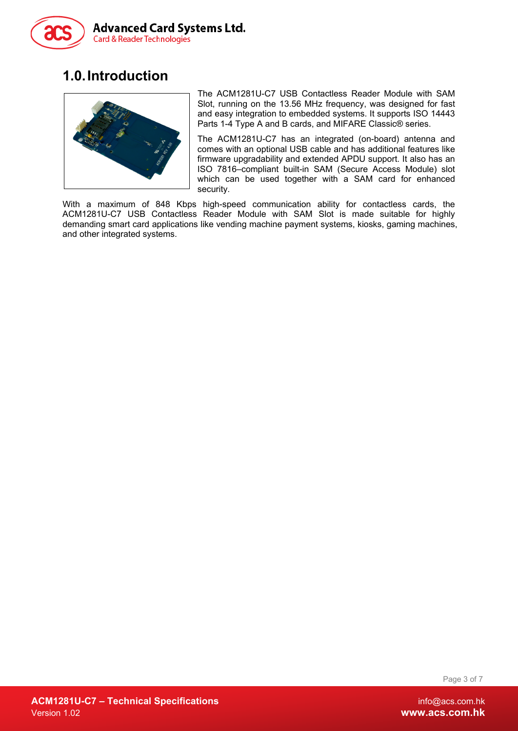# 1.0. Introduction

The ACM1281U-C7 USB Contactless Reader Module with SAM Slot, running on the 13.56 MHz frequency, was designed for fast and easy integration to embedded systems. It supports ISO 14443 Parts 1-4 Type A and B cards, and MIFARE Classic® series.

The ACM1281U-C7 has an integrated (on-board) antenna and comes with an optional USB cable and has additional features like firmware upgradability and extended APDU support. It also has an ISO 7816–compliant built-in SAM (Secure Access Module) slot which can be used together with a SAM card for enhanced security.

With a maximum of 848 Kbps high-speed communication ability for contactless cards, the ACM1281U-C7 USB Contactless Reader Module with SAM Slot is made suitable for highly demanding smart card applications like vending machine payment systems, kiosks, gaming machines, and other integrated systems.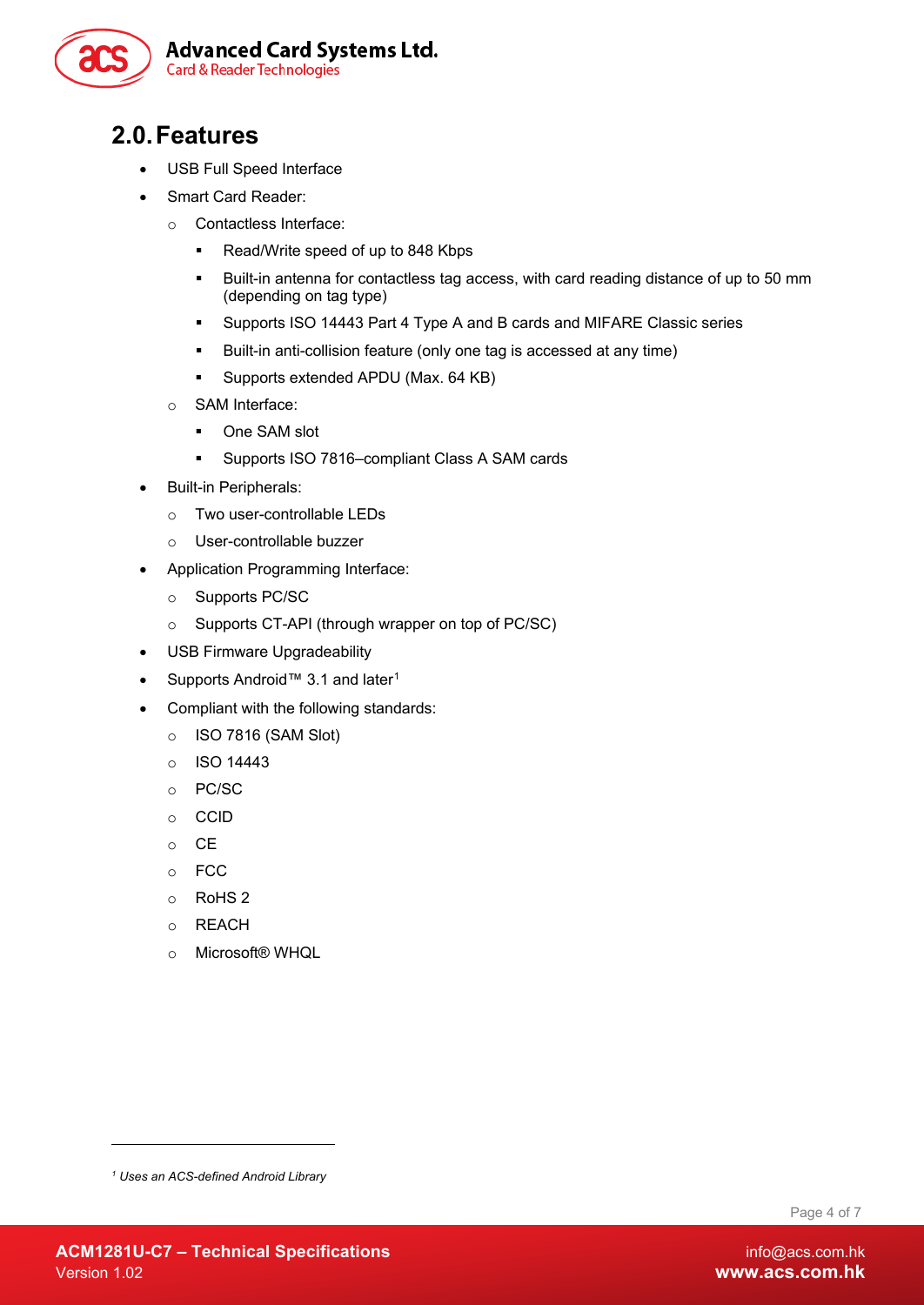## 2.0. Features

- USB Full Speed Interface
- Smart Card Reader:
  - Contactless Interface:
    - Read/Write speed of up to 848 Kbps
    - Built-in antenna for contactless tag access, with card reading distance of up to 50 mm (depending on tag type)
    - Supports ISO 14443 Part 4 Type A and B cards and MIFARE Classic series
    - Built-in anti-collision feature (only one tag is accessed at any time)
    - Supports extended APDU (Max. 64 KB)
  - SAM Interface:
    - One SAM slot
    - Supports ISO 7816–compliant Class A SAM cards
- Built-in Peripherals:
  - Two user-controllable LEDs
  - User-controllable buzzer
- Application Programming Interface:
  - Supports PC/SC
  - Supports CT-API (through wrapper on top of PC/SC)
- USB Firmware Upgradeability
- Supports Android™ 3.1 and later[1]
- Compliant with the following standards:
  - ISO 7816 (SAM Slot)
  - ISO 14443
  - PC/SC
  - CCID
  - CE
  - FCC
  - RoHS 2
  - REACH
  - Microsoft® WHQL

---

[1] *Uses an ACS-defined Android Library*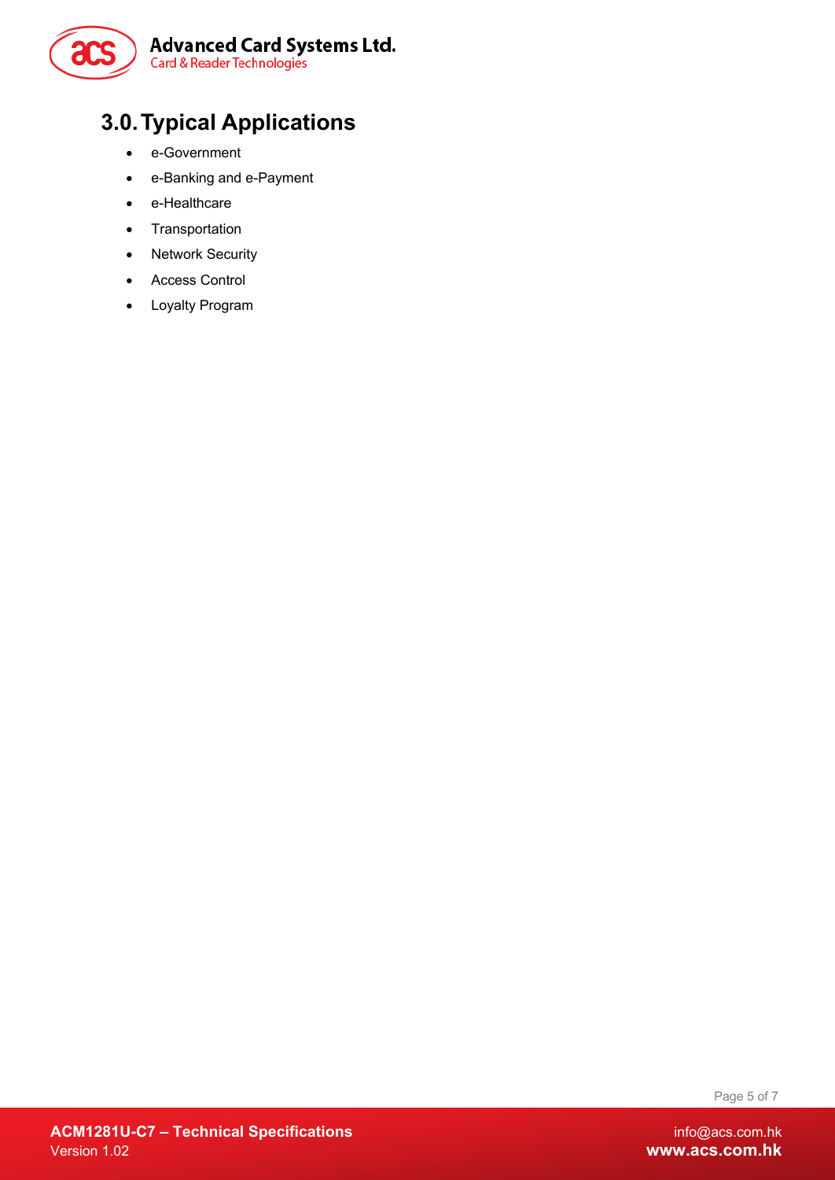# 3.0. Typical Applications

- e-Government
- e-Banking and e-Payment
- e-Healthcare
- Transportation
- Network Security
- Access Control
- Loyalty Program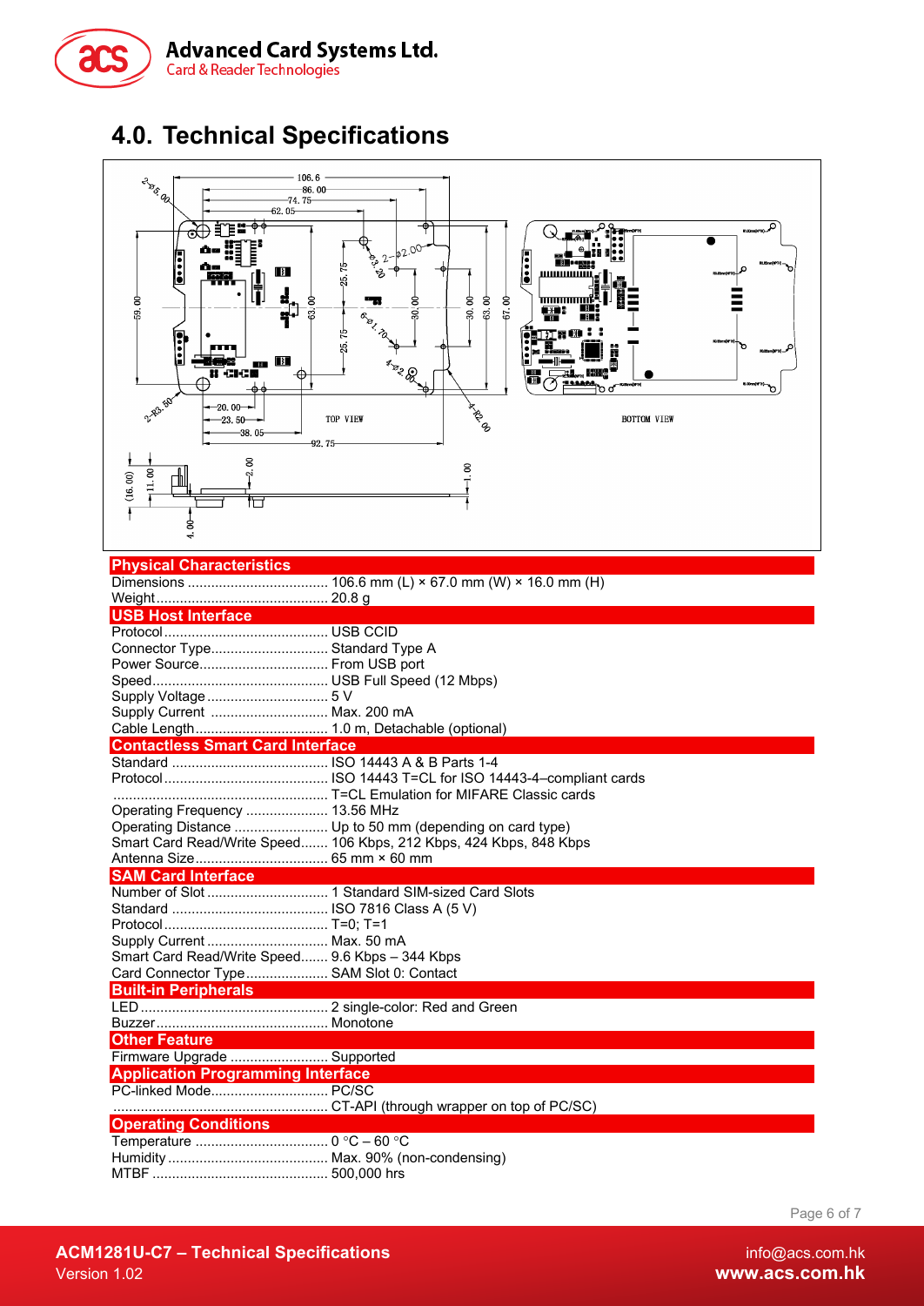# 4.0. Technical Specifications

| Physical Characteristics | |
|---|---|
| Dimensions | 106.6 mm (L) × 67.0 mm (W) × 16.0 mm (H) |
| Weight | 20.8 g |
| **USB Host Interface** | |
| Protocol | USB CCID |
| Connector Type | Standard Type A |
| Power Source | From USB port |
| Speed | USB Full Speed (12 Mbps) |
| Supply Voltage | 5 V |
| Supply Current | Max. 200 mA |
| Cable Length | 1.0 m, Detachable (optional) |
| **Contactless Smart Card Interface** | |
| Standard | ISO 14443 A & B Parts 1-4 |
| Protocol | ISO 14443 T=CL for ISO 14443-4–compliant cards |
| | T=CL Emulation for MIFARE Classic cards |
| Operating Frequency | 13.56 MHz |
| Operating Distance | Up to 50 mm (depending on card type) |
| Smart Card Read/Write Speed | 106 Kbps, 212 Kbps, 424 Kbps, 848 Kbps |
| Antenna Size | 65 mm × 60 mm |
| **SAM Card Interface** | |
| Number of Slot | 1 Standard SIM-sized Card Slots |
| Standard | ISO 7816 Class A (5 V) |
| Protocol | T=0; T=1 |
| Supply Current | Max. 50 mA |
| Smart Card Read/Write Speed | 9.6 Kbps – 344 Kbps |
| Card Connector Type | SAM Slot 0: Contact |
| **Built-in Peripherals** | |
| LED | 2 single-color: Red and Green |
| Buzzer | Monotone |
| **Other Feature** | |
| Firmware Upgrade | Supported |
| **Application Programming Interface** | |
| PC-linked Mode | PC/SC |
| | CT-API (through wrapper on top of PC/SC) |
| **Operating Conditions** | |
| Temperature | 0 °C – 60 °C |
| Humidity | Max. 90% (non-condensing) |
| MTBF | 500,000 hrs |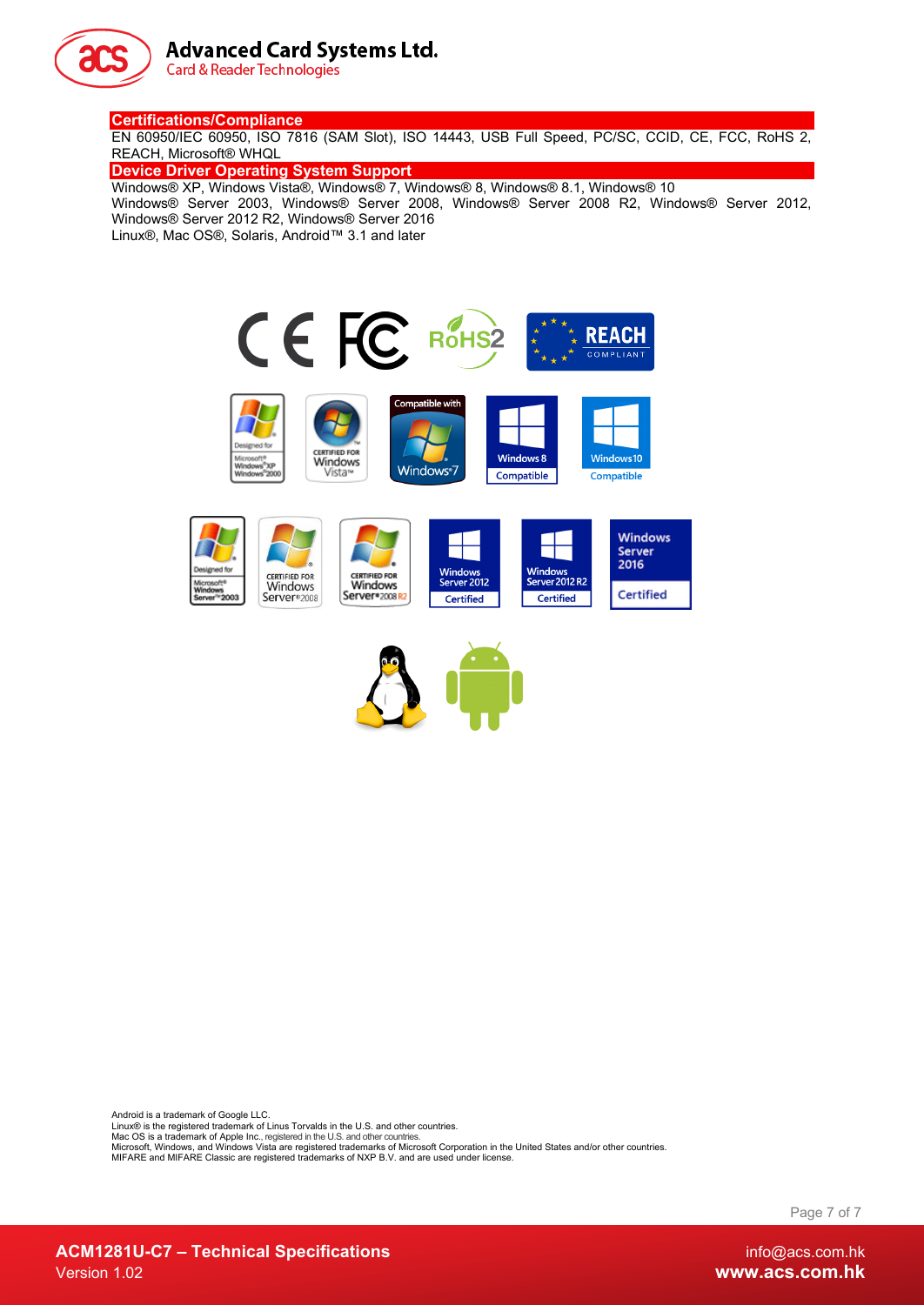## Certifications/Compliance

EN 60950/IEC 60950, ISO 7816 (SAM Slot), ISO 14443, USB Full Speed, PC/SC, CCID, CE, FCC, RoHS 2, REACH, Microsoft® WHQL

## Device Driver Operating System Support

Windows® XP, Windows Vista®, Windows® 7, Windows® 8, Windows® 8.1, Windows® 10
Windows® Server 2003, Windows® Server 2008, Windows® Server 2008 R2, Windows® Server 2012, Windows® Server 2012 R2, Windows® Server 2016
Linux®, Mac OS®, Solaris, Android™ 3.1 and later

Android is a trademark of Google LLC.
Linux® is the registered trademark of Linus Torvalds in the U.S. and other countries.
Mac OS is a trademark of Apple Inc., registered in the U.S. and other countries.
Microsoft, Windows, and Windows Vista are registered trademarks of Microsoft Corporation in the United States and/or other countries.
MIFARE and MIFARE Classic are registered trademarks of NXP B.V. and are used under license.